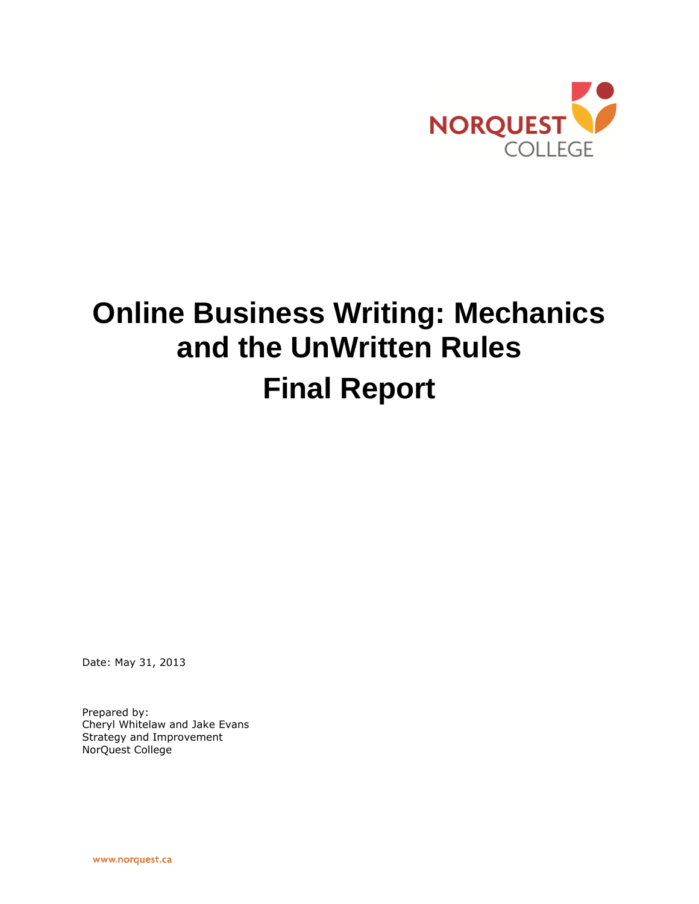NORQUEST COLLEGE

# Online Business Writing: Mechanics and the UnWritten Rules

# Final Report

Date: May 31, 2013

Prepared by:
Cheryl Whitelaw and Jake Evans
Strategy and Improvement
NorQuest College

www.norquest.ca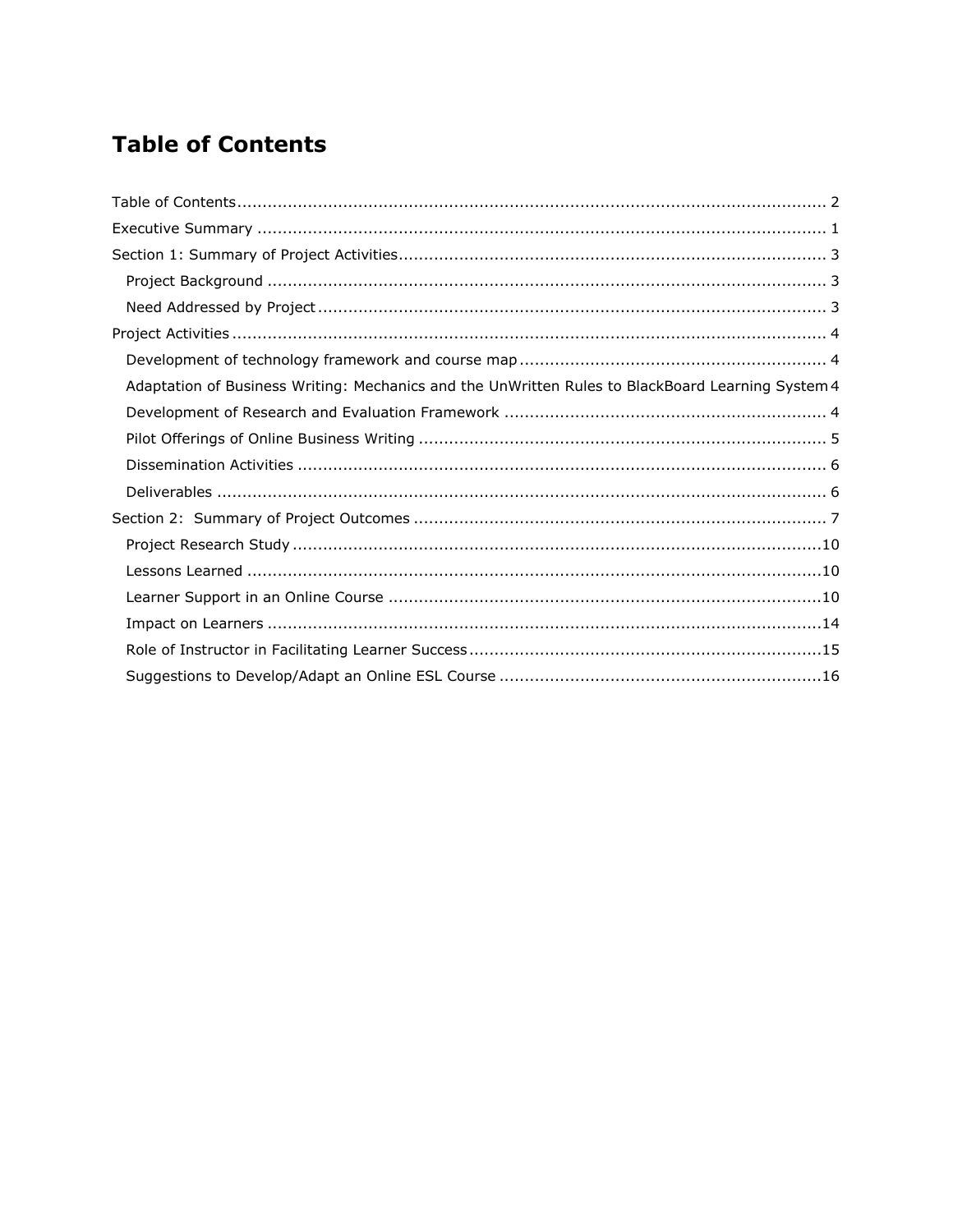# Table of Contents

Table of Contents ..................................................................................................................... 2

Executive Summary ................................................................................................................ 1

Section 1: Summary of Project Activities .................................................................................... 3

- Project Background .............................................................................................................. 3
- Need Addressed by Project .................................................................................................... 3

Project Activities ..................................................................................................................... 4

- Development of technology framework and course map ............................................................ 4
- Adaptation of Business Writing: Mechanics and the UnWritten Rules to BlackBoard Learning System 4
- Development of Research and Evaluation Framework ............................................................... 4
- Pilot Offerings of Online Business Writing ................................................................................ 5
- Dissemination Activities ........................................................................................................ 6
- Deliverables ........................................................................................................................ 6

Section 2: Summary of Project Outcomes ................................................................................. 7

- Project Research Study ........................................................................................................ 10
- Lessons Learned ................................................................................................................. 10
- Learner Support in an Online Course ..................................................................................... 10
- Impact on Learners ............................................................................................................. 14
- Role of Instructor in Facilitating Learner Success ..................................................................... 15
- Suggestions to Develop/Adapt an Online ESL Course ................................................................ 16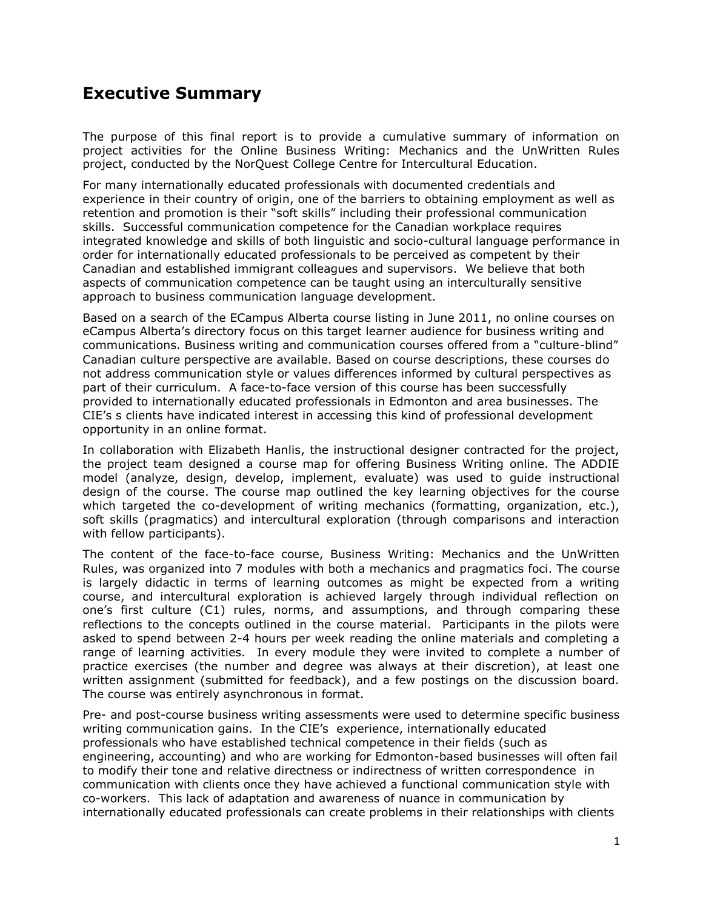## Executive Summary

The purpose of this final report is to provide a cumulative summary of information on project activities for the Online Business Writing: Mechanics and the UnWritten Rules project, conducted by the NorQuest College Centre for Intercultural Education.

For many internationally educated professionals with documented credentials and experience in their country of origin, one of the barriers to obtaining employment as well as retention and promotion is their "soft skills" including their professional communication skills. Successful communication competence for the Canadian workplace requires integrated knowledge and skills of both linguistic and socio-cultural language performance in order for internationally educated professionals to be perceived as competent by their Canadian and established immigrant colleagues and supervisors. We believe that both aspects of communication competence can be taught using an interculturally sensitive approach to business communication language development.

Based on a search of the ECampus Alberta course listing in June 2011, no online courses on eCampus Alberta's directory focus on this target learner audience for business writing and communications. Business writing and communication courses offered from a "culture-blind" Canadian culture perspective are available. Based on course descriptions, these courses do not address communication style or values differences informed by cultural perspectives as part of their curriculum. A face-to-face version of this course has been successfully provided to internationally educated professionals in Edmonton and area businesses. The CIE's s clients have indicated interest in accessing this kind of professional development opportunity in an online format.

In collaboration with Elizabeth Hanlis, the instructional designer contracted for the project, the project team designed a course map for offering Business Writing online. The ADDIE model (analyze, design, develop, implement, evaluate) was used to guide instructional design of the course. The course map outlined the key learning objectives for the course which targeted the co-development of writing mechanics (formatting, organization, etc.), soft skills (pragmatics) and intercultural exploration (through comparisons and interaction with fellow participants).

The content of the face-to-face course, Business Writing: Mechanics and the UnWritten Rules, was organized into 7 modules with both a mechanics and pragmatics foci. The course is largely didactic in terms of learning outcomes as might be expected from a writing course, and intercultural exploration is achieved largely through individual reflection on one's first culture (C1) rules, norms, and assumptions, and through comparing these reflections to the concepts outlined in the course material. Participants in the pilots were asked to spend between 2-4 hours per week reading the online materials and completing a range of learning activities. In every module they were invited to complete a number of practice exercises (the number and degree was always at their discretion), at least one written assignment (submitted for feedback), and a few postings on the discussion board. The course was entirely asynchronous in format.

Pre- and post-course business writing assessments were used to determine specific business writing communication gains. In the CIE's experience, internationally educated professionals who have established technical competence in their fields (such as engineering, accounting) and who are working for Edmonton-based businesses will often fail to modify their tone and relative directness or indirectness of written correspondence in communication with clients once they have achieved a functional communication style with co-workers. This lack of adaptation and awareness of nuance in communication by internationally educated professionals can create problems in their relationships with clients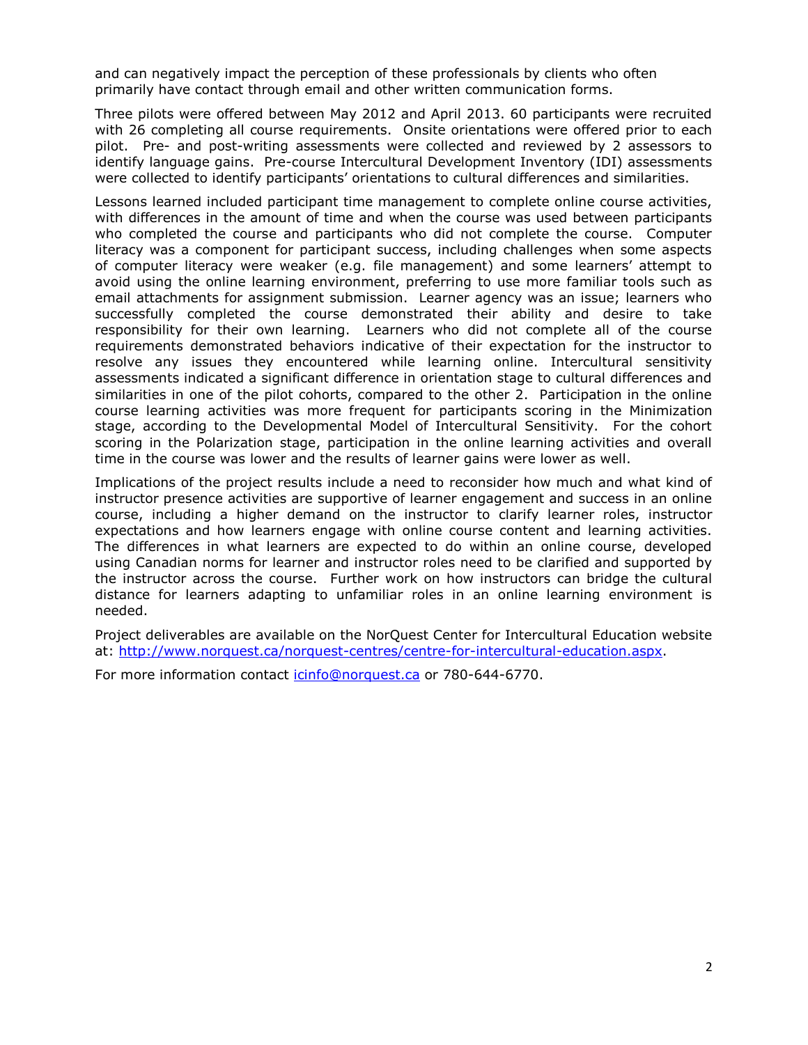and can negatively impact the perception of these professionals by clients who often primarily have contact through email and other written communication forms.

Three pilots were offered between May 2012 and April 2013. 60 participants were recruited with 26 completing all course requirements. Onsite orientations were offered prior to each pilot. Pre- and post-writing assessments were collected and reviewed by 2 assessors to identify language gains. Pre-course Intercultural Development Inventory (IDI) assessments were collected to identify participants' orientations to cultural differences and similarities.

Lessons learned included participant time management to complete online course activities, with differences in the amount of time and when the course was used between participants who completed the course and participants who did not complete the course. Computer literacy was a component for participant success, including challenges when some aspects of computer literacy were weaker (e.g. file management) and some learners' attempt to avoid using the online learning environment, preferring to use more familiar tools such as email attachments for assignment submission. Learner agency was an issue; learners who successfully completed the course demonstrated their ability and desire to take responsibility for their own learning. Learners who did not complete all of the course requirements demonstrated behaviors indicative of their expectation for the instructor to resolve any issues they encountered while learning online. Intercultural sensitivity assessments indicated a significant difference in orientation stage to cultural differences and similarities in one of the pilot cohorts, compared to the other 2. Participation in the online course learning activities was more frequent for participants scoring in the Minimization stage, according to the Developmental Model of Intercultural Sensitivity. For the cohort scoring in the Polarization stage, participation in the online learning activities and overall time in the course was lower and the results of learner gains were lower as well.

Implications of the project results include a need to reconsider how much and what kind of instructor presence activities are supportive of learner engagement and success in an online course, including a higher demand on the instructor to clarify learner roles, instructor expectations and how learners engage with online course content and learning activities. The differences in what learners are expected to do within an online course, developed using Canadian norms for learner and instructor roles need to be clarified and supported by the instructor across the course. Further work on how instructors can bridge the cultural distance for learners adapting to unfamiliar roles in an online learning environment is needed.

Project deliverables are available on the NorQuest Center for Intercultural Education website at: http://www.norquest.ca/norquest-centres/centre-for-intercultural-education.aspx.

For more information contact icinfo@norquest.ca or 780-644-6770.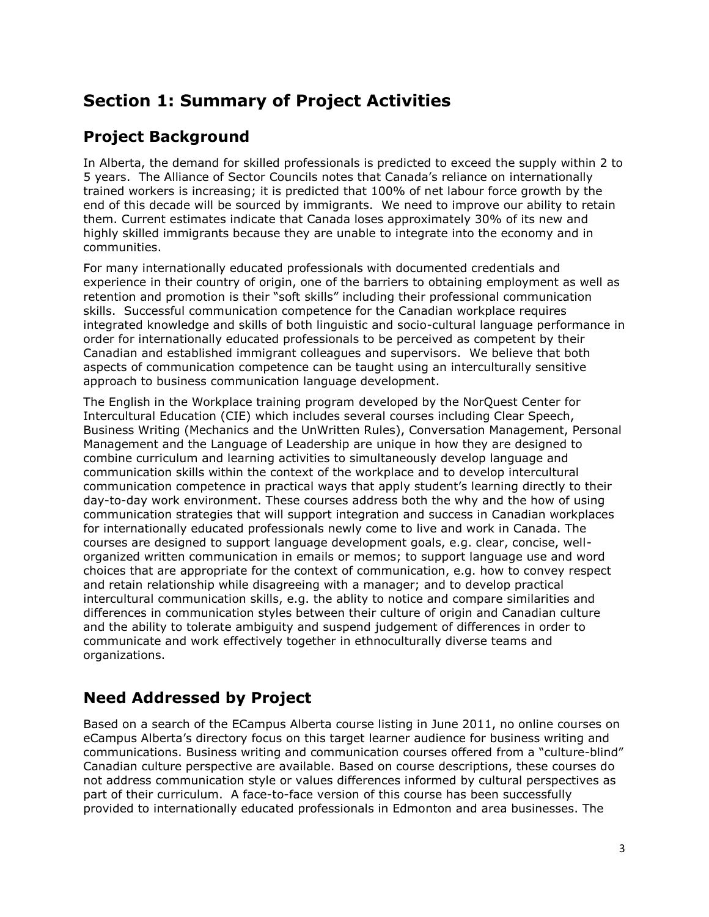# Section 1: Summary of Project Activities

## Project Background

In Alberta, the demand for skilled professionals is predicted to exceed the supply within 2 to 5 years. The Alliance of Sector Councils notes that Canada's reliance on internationally trained workers is increasing; it is predicted that 100% of net labour force growth by the end of this decade will be sourced by immigrants. We need to improve our ability to retain them. Current estimates indicate that Canada loses approximately 30% of its new and highly skilled immigrants because they are unable to integrate into the economy and in communities.

For many internationally educated professionals with documented credentials and experience in their country of origin, one of the barriers to obtaining employment as well as retention and promotion is their "soft skills" including their professional communication skills. Successful communication competence for the Canadian workplace requires integrated knowledge and skills of both linguistic and socio-cultural language performance in order for internationally educated professionals to be perceived as competent by their Canadian and established immigrant colleagues and supervisors. We believe that both aspects of communication competence can be taught using an interculturally sensitive approach to business communication language development.

The English in the Workplace training program developed by the NorQuest Center for Intercultural Education (CIE) which includes several courses including Clear Speech, Business Writing (Mechanics and the UnWritten Rules), Conversation Management, Personal Management and the Language of Leadership are unique in how they are designed to combine curriculum and learning activities to simultaneously develop language and communication skills within the context of the workplace and to develop intercultural communication competence in practical ways that apply student's learning directly to their day-to-day work environment. These courses address both the why and the how of using communication strategies that will support integration and success in Canadian workplaces for internationally educated professionals newly come to live and work in Canada. The courses are designed to support language development goals, e.g. clear, concise, well-organized written communication in emails or memos; to support language use and word choices that are appropriate for the context of communication, e.g. how to convey respect and retain relationship while disagreeing with a manager; and to develop practical intercultural communication skills, e.g. the ablity to notice and compare similarities and differences in communication styles between their culture of origin and Canadian culture and the ability to tolerate ambiguity and suspend judgement of differences in order to communicate and work effectively together in ethnoculturally diverse teams and organizations.

## Need Addressed by Project

Based on a search of the ECampus Alberta course listing in June 2011, no online courses on eCampus Alberta's directory focus on this target learner audience for business writing and communications. Business writing and communication courses offered from a "culture-blind" Canadian culture perspective are available. Based on course descriptions, these courses do not address communication style or values differences informed by cultural perspectives as part of their curriculum. A face-to-face version of this course has been successfully provided to internationally educated professionals in Edmonton and area businesses. The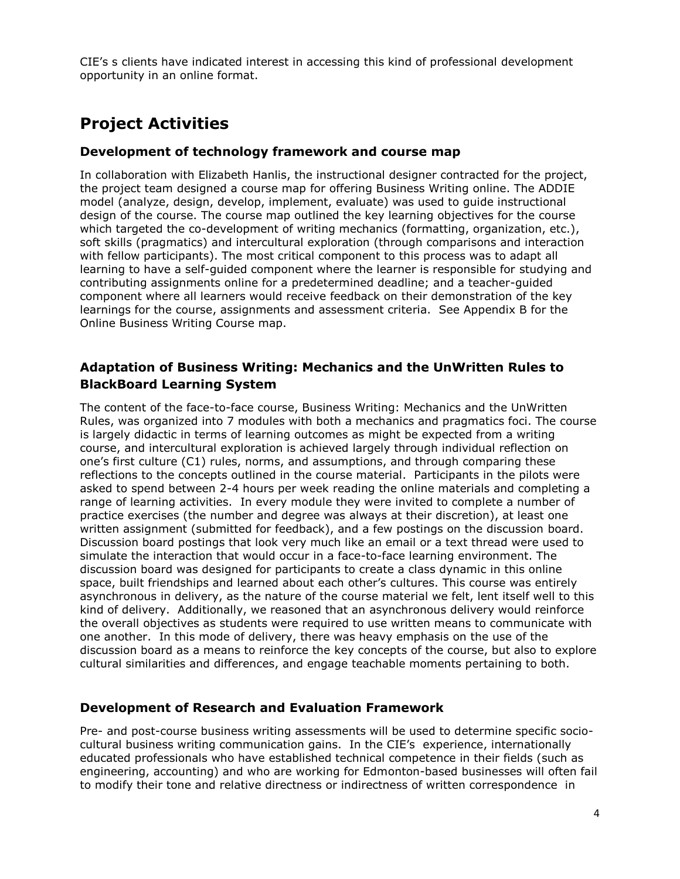CIE's s clients have indicated interest in accessing this kind of professional development opportunity in an online format.

# Project Activities

## Development of technology framework and course map

In collaboration with Elizabeth Hanlis, the instructional designer contracted for the project, the project team designed a course map for offering Business Writing online. The ADDIE model (analyze, design, develop, implement, evaluate) was used to guide instructional design of the course. The course map outlined the key learning objectives for the course which targeted the co-development of writing mechanics (formatting, organization, etc.), soft skills (pragmatics) and intercultural exploration (through comparisons and interaction with fellow participants). The most critical component to this process was to adapt all learning to have a self-guided component where the learner is responsible for studying and contributing assignments online for a predetermined deadline; and a teacher-guided component where all learners would receive feedback on their demonstration of the key learnings for the course, assignments and assessment criteria. See Appendix B for the Online Business Writing Course map.

## Adaptation of Business Writing: Mechanics and the UnWritten Rules to BlackBoard Learning System

The content of the face-to-face course, Business Writing: Mechanics and the UnWritten Rules, was organized into 7 modules with both a mechanics and pragmatics foci. The course is largely didactic in terms of learning outcomes as might be expected from a writing course, and intercultural exploration is achieved largely through individual reflection on one's first culture (C1) rules, norms, and assumptions, and through comparing these reflections to the concepts outlined in the course material. Participants in the pilots were asked to spend between 2-4 hours per week reading the online materials and completing a range of learning activities. In every module they were invited to complete a number of practice exercises (the number and degree was always at their discretion), at least one written assignment (submitted for feedback), and a few postings on the discussion board. Discussion board postings that look very much like an email or a text thread were used to simulate the interaction that would occur in a face-to-face learning environment. The discussion board was designed for participants to create a class dynamic in this online space, built friendships and learned about each other's cultures. This course was entirely asynchronous in delivery, as the nature of the course material we felt, lent itself well to this kind of delivery. Additionally, we reasoned that an asynchronous delivery would reinforce the overall objectives as students were required to use written means to communicate with one another. In this mode of delivery, there was heavy emphasis on the use of the discussion board as a means to reinforce the key concepts of the course, but also to explore cultural similarities and differences, and engage teachable moments pertaining to both.

## Development of Research and Evaluation Framework

Pre- and post-course business writing assessments will be used to determine specific socio-cultural business writing communication gains. In the CIE's experience, internationally educated professionals who have established technical competence in their fields (such as engineering, accounting) and who are working for Edmonton-based businesses will often fail to modify their tone and relative directness or indirectness of written correspondence in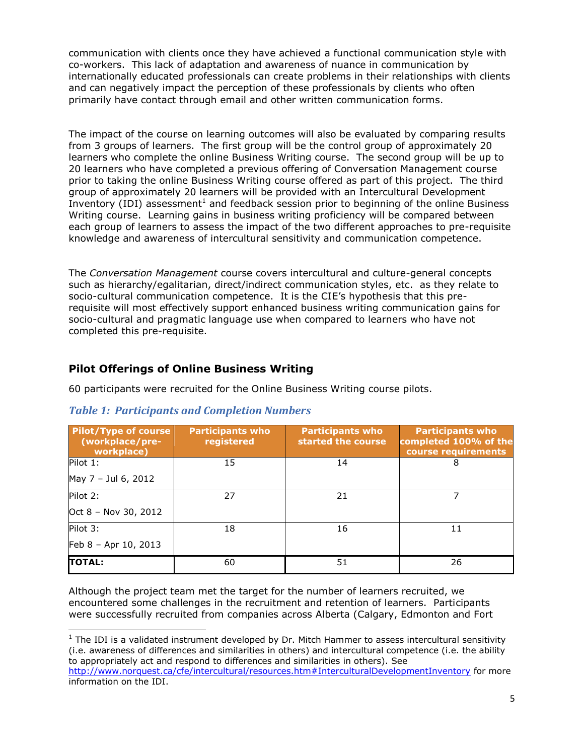communication with clients once they have achieved a functional communication style with co-workers. This lack of adaptation and awareness of nuance in communication by internationally educated professionals can create problems in their relationships with clients and can negatively impact the perception of these professionals by clients who often primarily have contact through email and other written communication forms.

The impact of the course on learning outcomes will also be evaluated by comparing results from 3 groups of learners. The first group will be the control group of approximately 20 learners who complete the online Business Writing course. The second group will be up to 20 learners who have completed a previous offering of Conversation Management course prior to taking the online Business Writing course offered as part of this project. The third group of approximately 20 learners will be provided with an Intercultural Development Inventory (IDI) assessment[1] and feedback session prior to beginning of the online Business Writing course. Learning gains in business writing proficiency will be compared between each group of learners to assess the impact of the two different approaches to pre-requisite knowledge and awareness of intercultural sensitivity and communication competence.

The *Conversation Management* course covers intercultural and culture-general concepts such as hierarchy/egalitarian, direct/indirect communication styles, etc. as they relate to socio-cultural communication competence. It is the CIE's hypothesis that this pre-requisite will most effectively support enhanced business writing communication gains for socio-cultural and pragmatic language use when compared to learners who have not completed this pre-requisite.

## Pilot Offerings of Online Business Writing

60 participants were recruited for the Online Business Writing course pilots.

### *Table 1: Participants and Completion Numbers*

| Pilot/Type of course (workplace/pre-workplace) | Participants who registered | Participants who started the course | Participants who completed 100% of the course requirements |
|---|---|---|---|
| Pilot 1: May 7 – Jul 6, 2012 | 15 | 14 | 8 |
| Pilot 2: Oct 8 – Nov 30, 2012 | 27 | 21 | 7 |
| Pilot 3: Feb 8 – Apr 10, 2013 | 18 | 16 | 11 |
| **TOTAL:** | 60 | 51 | 26 |

Although the project team met the target for the number of learners recruited, we encountered some challenges in the recruitment and retention of learners. Participants were successfully recruited from companies across Alberta (Calgary, Edmonton and Fort

[1] The IDI is a validated instrument developed by Dr. Mitch Hammer to assess intercultural sensitivity (i.e. awareness of differences and similarities in others) and intercultural competence (i.e. the ability to appropriately act and respond to differences and similarities in others). See http://www.norquest.ca/cfe/intercultural/resources.htm#InterculturalDevelopmentInventory for more information on the IDI.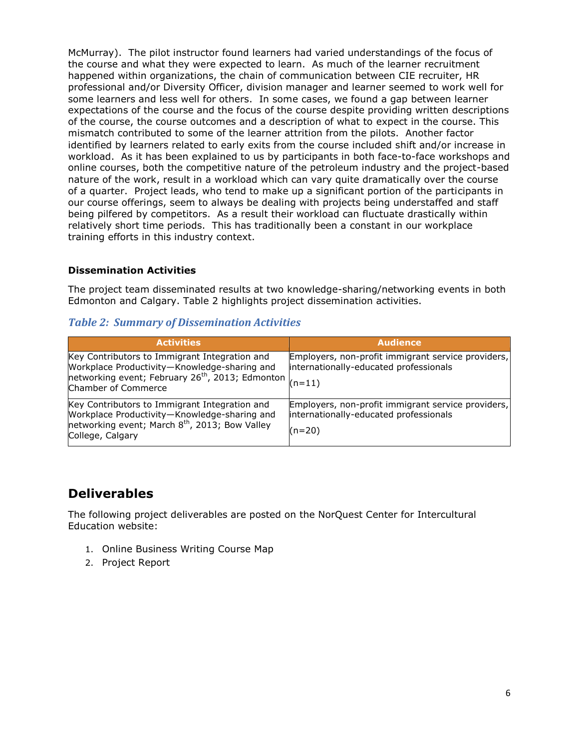McMurray). The pilot instructor found learners had varied understandings of the focus of the course and what they were expected to learn. As much of the learner recruitment happened within organizations, the chain of communication between CIE recruiter, HR professional and/or Diversity Officer, division manager and learner seemed to work well for some learners and less well for others. In some cases, we found a gap between learner expectations of the course and the focus of the course despite providing written descriptions of the course, the course outcomes and a description of what to expect in the course. This mismatch contributed to some of the learner attrition from the pilots. Another factor identified by learners related to early exits from the course included shift and/or increase in workload. As it has been explained to us by participants in both face-to-face workshops and online courses, both the competitive nature of the petroleum industry and the project-based nature of the work, result in a workload which can vary quite dramatically over the course of a quarter. Project leads, who tend to make up a significant portion of the participants in our course offerings, seem to always be dealing with projects being understaffed and staff being pilfered by competitors. As a result their workload can fluctuate drastically within relatively short time periods. This has traditionally been a constant in our workplace training efforts in this industry context.

### Dissemination Activities

The project team disseminated results at two knowledge-sharing/networking events in both Edmonton and Calgary. Table 2 highlights project dissemination activities.

***Table 2: Summary of Dissemination Activities***

| Activities | Audience |
|---|---|
| Key Contributors to Immigrant Integration and Workplace Productivity—Knowledge-sharing and networking event; February 26th, 2013; Edmonton Chamber of Commerce | Employers, non-profit immigrant service providers, internationally-educated professionals (n=11) |
| Key Contributors to Immigrant Integration and Workplace Productivity—Knowledge-sharing and networking event; March 8th, 2013; Bow Valley College, Calgary | Employers, non-profit immigrant service providers, internationally-educated professionals (n=20) |

## Deliverables

The following project deliverables are posted on the NorQuest Center for Intercultural Education website:

1. Online Business Writing Course Map
2. Project Report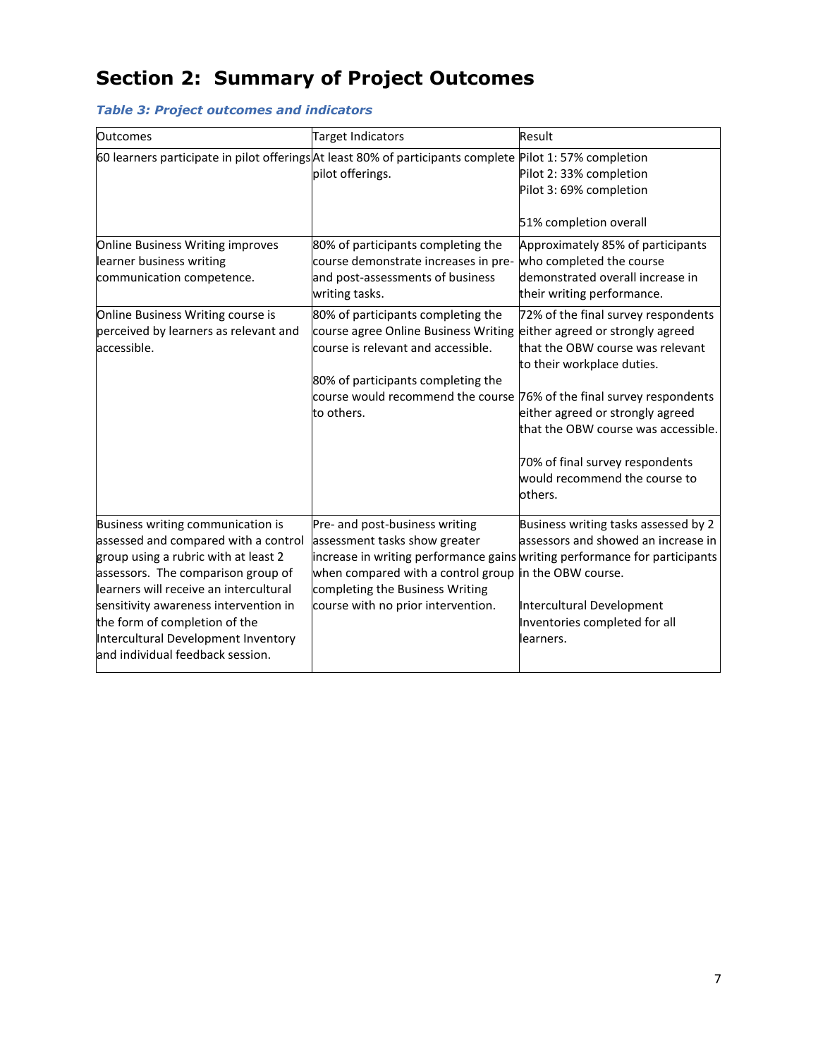# Section 2: Summary of Project Outcomes

***Table 3: Project outcomes and indicators***

| Outcomes | Target Indicators | Result |
|---|---|---|
| 60 learners participate in pilot offerings | At least 80% of participants complete pilot offerings. | Pilot 1: 57% completion<br>Pilot 2: 33% completion<br>Pilot 3: 69% completion<br><br>51% completion overall |
| Online Business Writing improves learner business writing communication competence. | 80% of participants completing the course demonstrate increases in pre- and post-assessments of business writing tasks. | Approximately 85% of participants who completed the course demonstrated overall increase in their writing performance. |
| Online Business Writing course is perceived by learners as relevant and accessible. | 80% of participants completing the course agree Online Business Writing course is relevant and accessible.<br><br>80% of participants completing the course would recommend the course to others. | 72% of the final survey respondents either agreed or strongly agreed that the OBW course was relevant to their workplace duties.<br><br>76% of the final survey respondents either agreed or strongly agreed that the OBW course was accessible.<br><br>70% of final survey respondents would recommend the course to others. |
| Business writing communication is assessed and compared with a control group using a rubric with at least 2 assessors. The comparison group of learners will receive an intercultural sensitivity awareness intervention in the form of completion of the Intercultural Development Inventory and individual feedback session. | Pre- and post-business writing assessment tasks show greater increase in writing performance gains when compared with a control group completing the Business Writing course with no prior intervention. | Business writing tasks assessed by 2 assessors and showed an increase in writing performance for participants in the OBW course.<br><br>Intercultural Development Inventories completed for all learners. |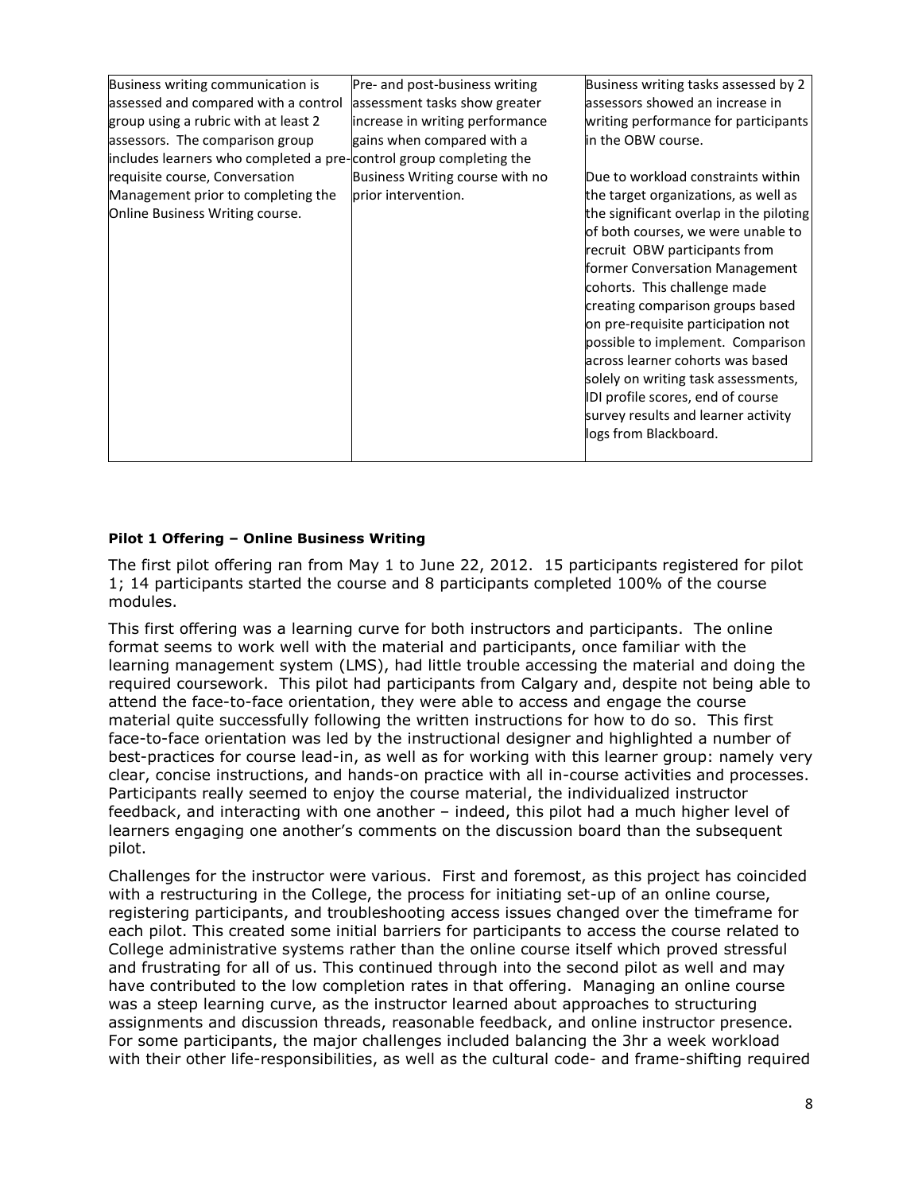| | | |
|---|---|---|
| Business writing communication is assessed and compared with a control group using a rubric with at least 2 assessors. The comparison group includes learners who completed a pre-requisite course, Conversation Management prior to completing the Online Business Writing course. | Pre- and post-business writing assessment tasks show greater increase in writing performance gains when compared with a control group completing the Business Writing course with no prior intervention. | Business writing tasks assessed by 2 assessors showed an increase in writing performance for participants in the OBW course.<br><br>Due to workload constraints within the target organizations, as well as the significant overlap in the piloting of both courses, we were unable to recruit OBW participants from former Conversation Management cohorts. This challenge made creating comparison groups based on pre-requisite participation not possible to implement. Comparison across learner cohorts was based solely on writing task assessments, IDI profile scores, end of course survey results and learner activity logs from Blackboard. |

#### Pilot 1 Offering – Online Business Writing

The first pilot offering ran from May 1 to June 22, 2012. 15 participants registered for pilot 1; 14 participants started the course and 8 participants completed 100% of the course modules.

This first offering was a learning curve for both instructors and participants. The online format seems to work well with the material and participants, once familiar with the learning management system (LMS), had little trouble accessing the material and doing the required coursework. This pilot had participants from Calgary and, despite not being able to attend the face-to-face orientation, they were able to access and engage the course material quite successfully following the written instructions for how to do so. This first face-to-face orientation was led by the instructional designer and highlighted a number of best-practices for course lead-in, as well as for working with this learner group: namely very clear, concise instructions, and hands-on practice with all in-course activities and processes. Participants really seemed to enjoy the course material, the individualized instructor feedback, and interacting with one another – indeed, this pilot had a much higher level of learners engaging one another's comments on the discussion board than the subsequent pilot.

Challenges for the instructor were various. First and foremost, as this project has coincided with a restructuring in the College, the process for initiating set-up of an online course, registering participants, and troubleshooting access issues changed over the timeframe for each pilot. This created some initial barriers for participants to access the course related to College administrative systems rather than the online course itself which proved stressful and frustrating for all of us. This continued through into the second pilot as well and may have contributed to the low completion rates in that offering. Managing an online course was a steep learning curve, as the instructor learned about approaches to structuring assignments and discussion threads, reasonable feedback, and online instructor presence. For some participants, the major challenges included balancing the 3hr a week workload with their other life-responsibilities, as well as the cultural code- and frame-shifting required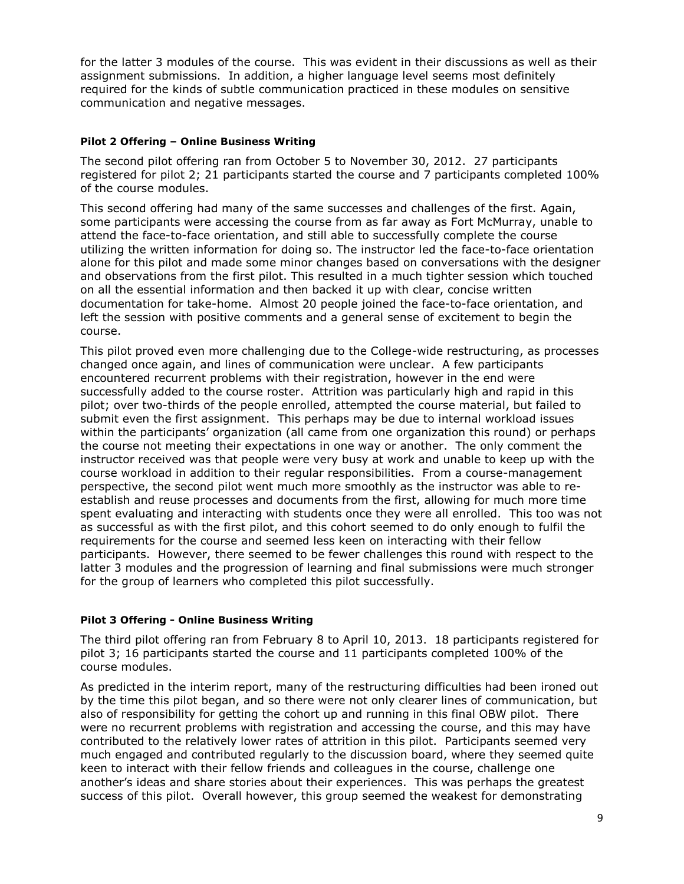for the latter 3 modules of the course. This was evident in their discussions as well as their assignment submissions. In addition, a higher language level seems most definitely required for the kinds of subtle communication practiced in these modules on sensitive communication and negative messages.

#### Pilot 2 Offering – Online Business Writing

The second pilot offering ran from October 5 to November 30, 2012. 27 participants registered for pilot 2; 21 participants started the course and 7 participants completed 100% of the course modules.

This second offering had many of the same successes and challenges of the first. Again, some participants were accessing the course from as far away as Fort McMurray, unable to attend the face-to-face orientation, and still able to successfully complete the course utilizing the written information for doing so. The instructor led the face-to-face orientation alone for this pilot and made some minor changes based on conversations with the designer and observations from the first pilot. This resulted in a much tighter session which touched on all the essential information and then backed it up with clear, concise written documentation for take-home. Almost 20 people joined the face-to-face orientation, and left the session with positive comments and a general sense of excitement to begin the course.

This pilot proved even more challenging due to the College-wide restructuring, as processes changed once again, and lines of communication were unclear. A few participants encountered recurrent problems with their registration, however in the end were successfully added to the course roster. Attrition was particularly high and rapid in this pilot; over two-thirds of the people enrolled, attempted the course material, but failed to submit even the first assignment. This perhaps may be due to internal workload issues within the participants' organization (all came from one organization this round) or perhaps the course not meeting their expectations in one way or another. The only comment the instructor received was that people were very busy at work and unable to keep up with the course workload in addition to their regular responsibilities. From a course-management perspective, the second pilot went much more smoothly as the instructor was able to re-establish and reuse processes and documents from the first, allowing for much more time spent evaluating and interacting with students once they were all enrolled. This too was not as successful as with the first pilot, and this cohort seemed to do only enough to fulfil the requirements for the course and seemed less keen on interacting with their fellow participants. However, there seemed to be fewer challenges this round with respect to the latter 3 modules and the progression of learning and final submissions were much stronger for the group of learners who completed this pilot successfully.

#### Pilot 3 Offering - Online Business Writing

The third pilot offering ran from February 8 to April 10, 2013. 18 participants registered for pilot 3; 16 participants started the course and 11 participants completed 100% of the course modules.

As predicted in the interim report, many of the restructuring difficulties had been ironed out by the time this pilot began, and so there were not only clearer lines of communication, but also of responsibility for getting the cohort up and running in this final OBW pilot. There were no recurrent problems with registration and accessing the course, and this may have contributed to the relatively lower rates of attrition in this pilot. Participants seemed very much engaged and contributed regularly to the discussion board, where they seemed quite keen to interact with their fellow friends and colleagues in the course, challenge one another's ideas and share stories about their experiences. This was perhaps the greatest success of this pilot. Overall however, this group seemed the weakest for demonstrating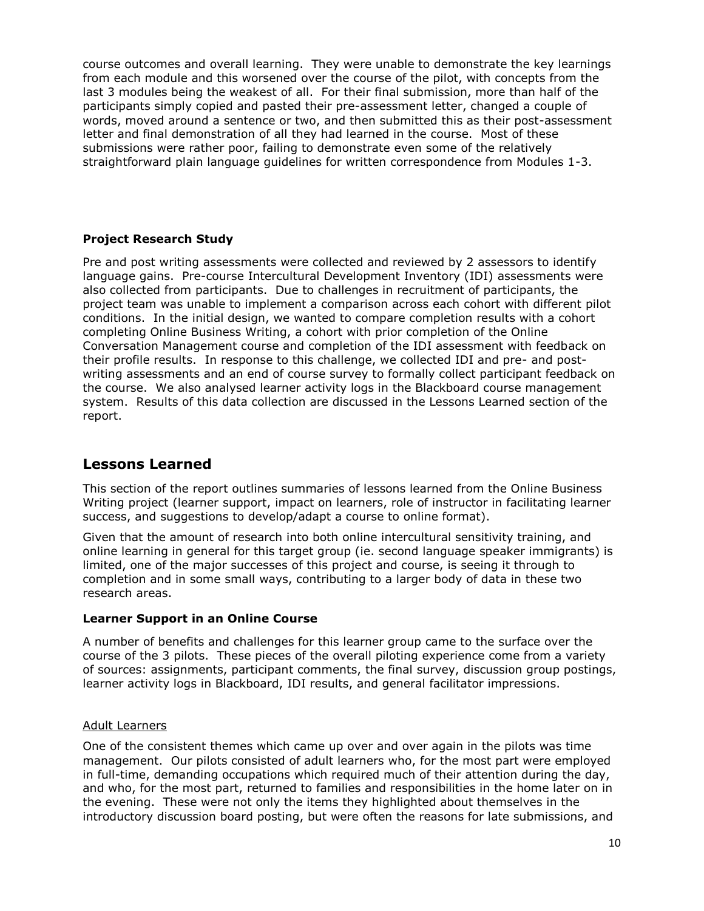course outcomes and overall learning. They were unable to demonstrate the key learnings from each module and this worsened over the course of the pilot, with concepts from the last 3 modules being the weakest of all. For their final submission, more than half of the participants simply copied and pasted their pre-assessment letter, changed a couple of words, moved around a sentence or two, and then submitted this as their post-assessment letter and final demonstration of all they had learned in the course. Most of these submissions were rather poor, failing to demonstrate even some of the relatively straightforward plain language guidelines for written correspondence from Modules 1-3.

**Project Research Study**

Pre and post writing assessments were collected and reviewed by 2 assessors to identify language gains. Pre-course Intercultural Development Inventory (IDI) assessments were also collected from participants. Due to challenges in recruitment of participants, the project team was unable to implement a comparison across each cohort with different pilot conditions. In the initial design, we wanted to compare completion results with a cohort completing Online Business Writing, a cohort with prior completion of the Online Conversation Management course and completion of the IDI assessment with feedback on their profile results. In response to this challenge, we collected IDI and pre- and post-writing assessments and an end of course survey to formally collect participant feedback on the course. We also analysed learner activity logs in the Blackboard course management system. Results of this data collection are discussed in the Lessons Learned section of the report.

## Lessons Learned

This section of the report outlines summaries of lessons learned from the Online Business Writing project (learner support, impact on learners, role of instructor in facilitating learner success, and suggestions to develop/adapt a course to online format).

Given that the amount of research into both online intercultural sensitivity training, and online learning in general for this target group (ie. second language speaker immigrants) is limited, one of the major successes of this project and course, is seeing it through to completion and in some small ways, contributing to a larger body of data in these two research areas.

### Learner Support in an Online Course

A number of benefits and challenges for this learner group came to the surface over the course of the 3 pilots. These pieces of the overall piloting experience come from a variety of sources: assignments, participant comments, the final survey, discussion group postings, learner activity logs in Blackboard, IDI results, and general facilitator impressions.

<u>Adult Learners</u>

One of the consistent themes which came up over and over again in the pilots was time management. Our pilots consisted of adult learners who, for the most part were employed in full-time, demanding occupations which required much of their attention during the day, and who, for the most part, returned to families and responsibilities in the home later on in the evening. These were not only the items they highlighted about themselves in the introductory discussion board posting, but were often the reasons for late submissions, and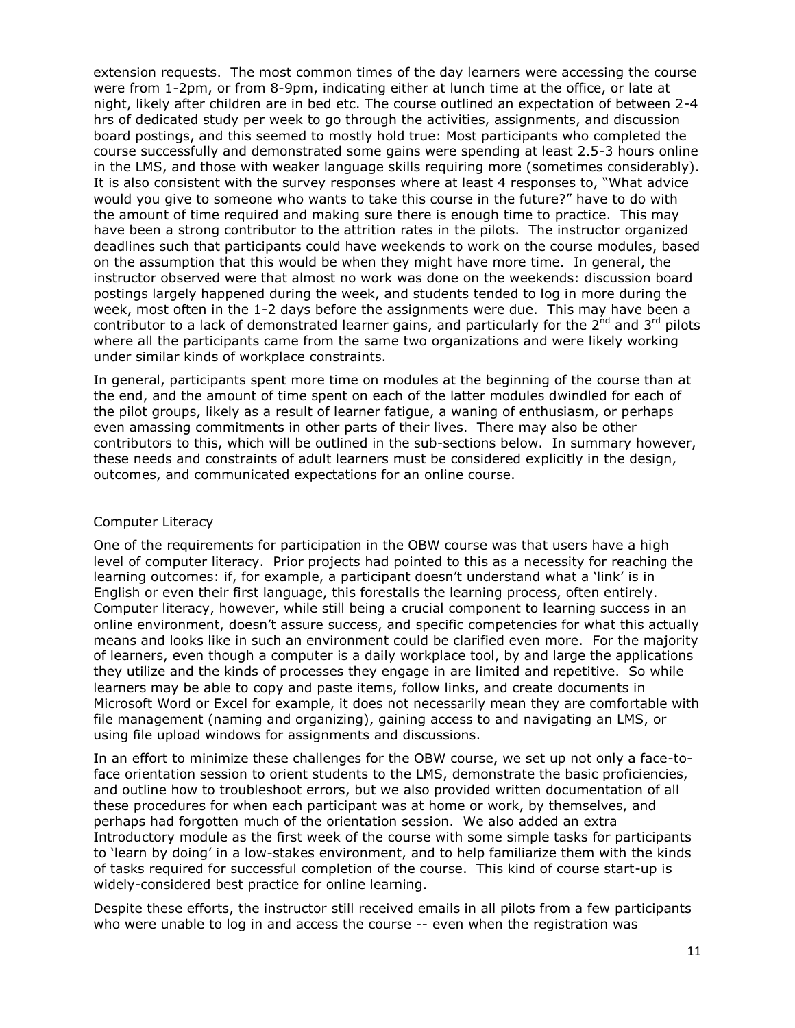extension requests. The most common times of the day learners were accessing the course were from 1-2pm, or from 8-9pm, indicating either at lunch time at the office, or late at night, likely after children are in bed etc. The course outlined an expectation of between 2-4 hrs of dedicated study per week to go through the activities, assignments, and discussion board postings, and this seemed to mostly hold true: Most participants who completed the course successfully and demonstrated some gains were spending at least 2.5-3 hours online in the LMS, and those with weaker language skills requiring more (sometimes considerably). It is also consistent with the survey responses where at least 4 responses to, "What advice would you give to someone who wants to take this course in the future?" have to do with the amount of time required and making sure there is enough time to practice. This may have been a strong contributor to the attrition rates in the pilots. The instructor organized deadlines such that participants could have weekends to work on the course modules, based on the assumption that this would be when they might have more time. In general, the instructor observed were that almost no work was done on the weekends: discussion board postings largely happened during the week, and students tended to log in more during the week, most often in the 1-2 days before the assignments were due. This may have been a contributor to a lack of demonstrated learner gains, and particularly for the 2nd and 3rd pilots where all the participants came from the same two organizations and were likely working under similar kinds of workplace constraints.

In general, participants spent more time on modules at the beginning of the course than at the end, and the amount of time spent on each of the latter modules dwindled for each of the pilot groups, likely as a result of learner fatigue, a waning of enthusiasm, or perhaps even amassing commitments in other parts of their lives. There may also be other contributors to this, which will be outlined in the sub-sections below. In summary however, these needs and constraints of adult learners must be considered explicitly in the design, outcomes, and communicated expectations for an online course.

Computer Literacy

One of the requirements for participation in the OBW course was that users have a high level of computer literacy. Prior projects had pointed to this as a necessity for reaching the learning outcomes: if, for example, a participant doesn't understand what a 'link' is in English or even their first language, this forestalls the learning process, often entirely. Computer literacy, however, while still being a crucial component to learning success in an online environment, doesn't assure success, and specific competencies for what this actually means and looks like in such an environment could be clarified even more. For the majority of learners, even though a computer is a daily workplace tool, by and large the applications they utilize and the kinds of processes they engage in are limited and repetitive. So while learners may be able to copy and paste items, follow links, and create documents in Microsoft Word or Excel for example, it does not necessarily mean they are comfortable with file management (naming and organizing), gaining access to and navigating an LMS, or using file upload windows for assignments and discussions.

In an effort to minimize these challenges for the OBW course, we set up not only a face-to-face orientation session to orient students to the LMS, demonstrate the basic proficiencies, and outline how to troubleshoot errors, but we also provided written documentation of all these procedures for when each participant was at home or work, by themselves, and perhaps had forgotten much of the orientation session. We also added an extra Introductory module as the first week of the course with some simple tasks for participants to 'learn by doing' in a low-stakes environment, and to help familiarize them with the kinds of tasks required for successful completion of the course. This kind of course start-up is widely-considered best practice for online learning.

Despite these efforts, the instructor still received emails in all pilots from a few participants who were unable to log in and access the course -- even when the registration was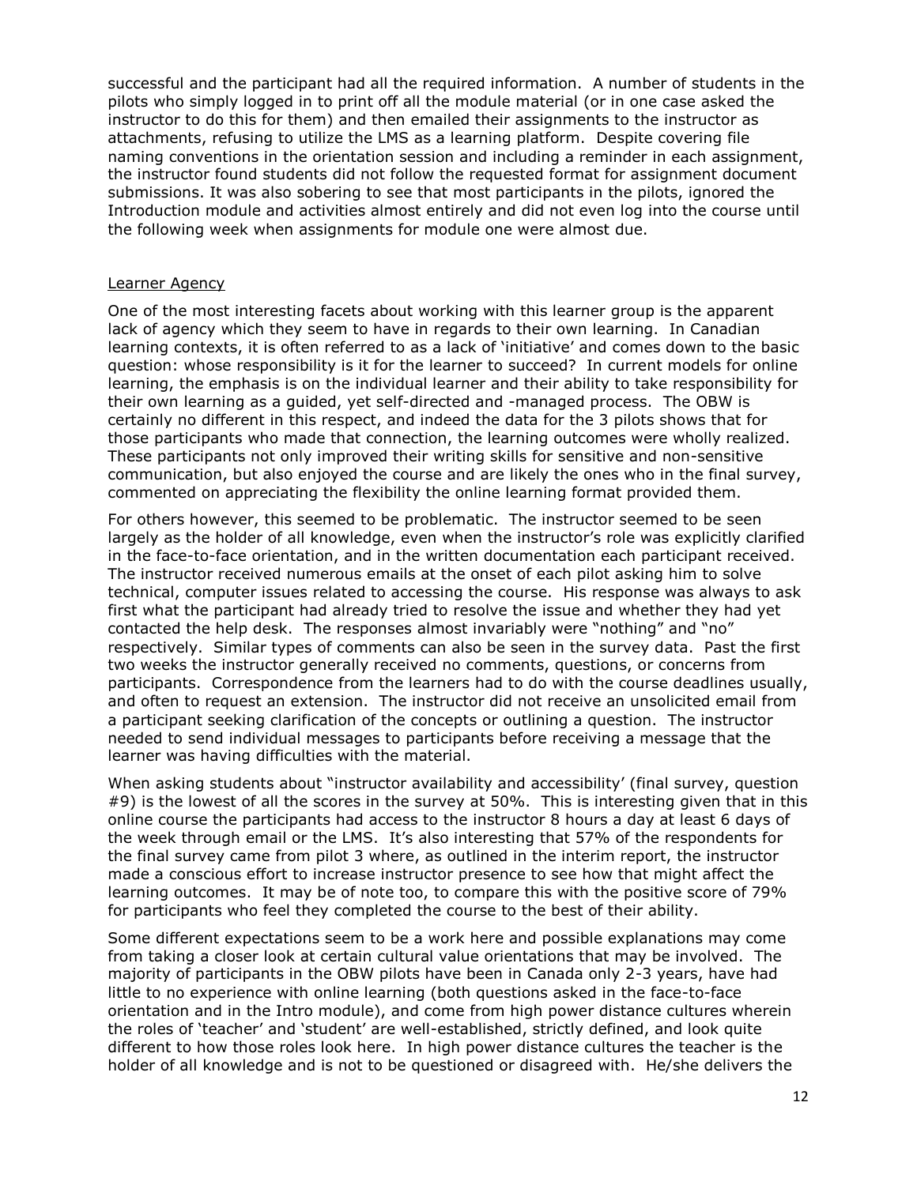successful and the participant had all the required information. A number of students in the pilots who simply logged in to print off all the module material (or in one case asked the instructor to do this for them) and then emailed their assignments to the instructor as attachments, refusing to utilize the LMS as a learning platform. Despite covering file naming conventions in the orientation session and including a reminder in each assignment, the instructor found students did not follow the requested format for assignment document submissions. It was also sobering to see that most participants in the pilots, ignored the Introduction module and activities almost entirely and did not even log into the course until the following week when assignments for module one were almost due.

### Learner Agency

One of the most interesting facets about working with this learner group is the apparent lack of agency which they seem to have in regards to their own learning. In Canadian learning contexts, it is often referred to as a lack of 'initiative' and comes down to the basic question: whose responsibility is it for the learner to succeed? In current models for online learning, the emphasis is on the individual learner and their ability to take responsibility for their own learning as a guided, yet self-directed and -managed process. The OBW is certainly no different in this respect, and indeed the data for the 3 pilots shows that for those participants who made that connection, the learning outcomes were wholly realized. These participants not only improved their writing skills for sensitive and non-sensitive communication, but also enjoyed the course and are likely the ones who in the final survey, commented on appreciating the flexibility the online learning format provided them.

For others however, this seemed to be problematic. The instructor seemed to be seen largely as the holder of all knowledge, even when the instructor's role was explicitly clarified in the face-to-face orientation, and in the written documentation each participant received. The instructor received numerous emails at the onset of each pilot asking him to solve technical, computer issues related to accessing the course. His response was always to ask first what the participant had already tried to resolve the issue and whether they had yet contacted the help desk. The responses almost invariably were "nothing" and "no" respectively. Similar types of comments can also be seen in the survey data. Past the first two weeks the instructor generally received no comments, questions, or concerns from participants. Correspondence from the learners had to do with the course deadlines usually, and often to request an extension. The instructor did not receive an unsolicited email from a participant seeking clarification of the concepts or outlining a question. The instructor needed to send individual messages to participants before receiving a message that the learner was having difficulties with the material.

When asking students about "instructor availability and accessibility' (final survey, question #9) is the lowest of all the scores in the survey at 50%. This is interesting given that in this online course the participants had access to the instructor 8 hours a day at least 6 days of the week through email or the LMS. It's also interesting that 57% of the respondents for the final survey came from pilot 3 where, as outlined in the interim report, the instructor made a conscious effort to increase instructor presence to see how that might affect the learning outcomes. It may be of note too, to compare this with the positive score of 79% for participants who feel they completed the course to the best of their ability.

Some different expectations seem to be a work here and possible explanations may come from taking a closer look at certain cultural value orientations that may be involved. The majority of participants in the OBW pilots have been in Canada only 2-3 years, have had little to no experience with online learning (both questions asked in the face-to-face orientation and in the Intro module), and come from high power distance cultures wherein the roles of 'teacher' and 'student' are well-established, strictly defined, and look quite different to how those roles look here. In high power distance cultures the teacher is the holder of all knowledge and is not to be questioned or disagreed with. He/she delivers the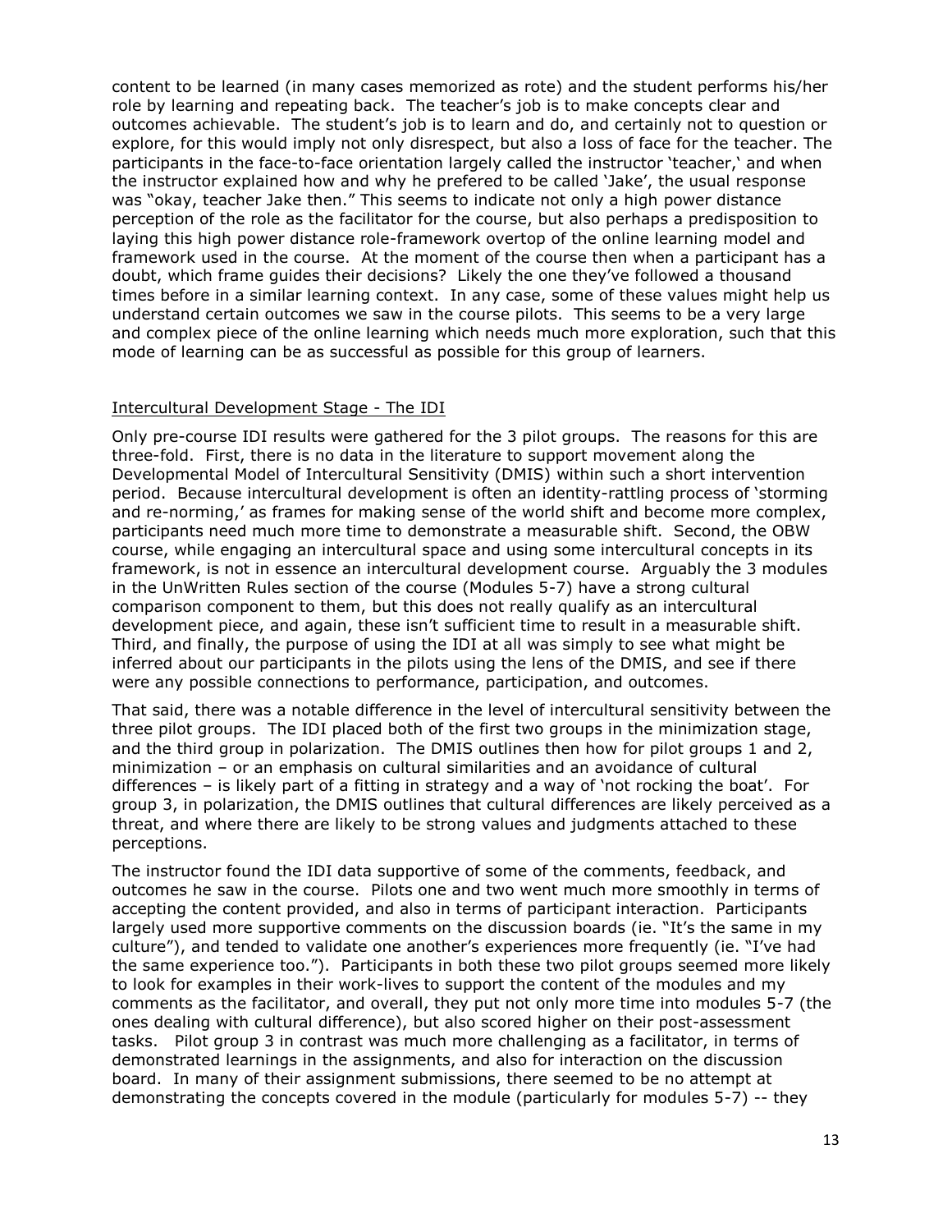content to be learned (in many cases memorized as rote) and the student performs his/her role by learning and repeating back. The teacher's job is to make concepts clear and outcomes achievable. The student's job is to learn and do, and certainly not to question or explore, for this would imply not only disrespect, but also a loss of face for the teacher. The participants in the face-to-face orientation largely called the instructor 'teacher,' and when the instructor explained how and why he prefered to be called 'Jake', the usual response was "okay, teacher Jake then." This seems to indicate not only a high power distance perception of the role as the facilitator for the course, but also perhaps a predisposition to laying this high power distance role-framework overtop of the online learning model and framework used in the course. At the moment of the course then when a participant has a doubt, which frame guides their decisions? Likely the one they've followed a thousand times before in a similar learning context. In any case, some of these values might help us understand certain outcomes we saw in the course pilots. This seems to be a very large and complex piece of the online learning which needs much more exploration, such that this mode of learning can be as successful as possible for this group of learners.

### Intercultural Development Stage - The IDI

Only pre-course IDI results were gathered for the 3 pilot groups. The reasons for this are three-fold. First, there is no data in the literature to support movement along the Developmental Model of Intercultural Sensitivity (DMIS) within such a short intervention period. Because intercultural development is often an identity-rattling process of 'storming and re-norming,' as frames for making sense of the world shift and become more complex, participants need much more time to demonstrate a measurable shift. Second, the OBW course, while engaging an intercultural space and using some intercultural concepts in its framework, is not in essence an intercultural development course. Arguably the 3 modules in the UnWritten Rules section of the course (Modules 5-7) have a strong cultural comparison component to them, but this does not really qualify as an intercultural development piece, and again, these isn't sufficient time to result in a measurable shift. Third, and finally, the purpose of using the IDI at all was simply to see what might be inferred about our participants in the pilots using the lens of the DMIS, and see if there were any possible connections to performance, participation, and outcomes.

That said, there was a notable difference in the level of intercultural sensitivity between the three pilot groups. The IDI placed both of the first two groups in the minimization stage, and the third group in polarization. The DMIS outlines then how for pilot groups 1 and 2, minimization – or an emphasis on cultural similarities and an avoidance of cultural differences – is likely part of a fitting in strategy and a way of 'not rocking the boat'. For group 3, in polarization, the DMIS outlines that cultural differences are likely perceived as a threat, and where there are likely to be strong values and judgments attached to these perceptions.

The instructor found the IDI data supportive of some of the comments, feedback, and outcomes he saw in the course. Pilots one and two went much more smoothly in terms of accepting the content provided, and also in terms of participant interaction. Participants largely used more supportive comments on the discussion boards (ie. "It's the same in my culture"), and tended to validate one another's experiences more frequently (ie. "I've had the same experience too."). Participants in both these two pilot groups seemed more likely to look for examples in their work-lives to support the content of the modules and my comments as the facilitator, and overall, they put not only more time into modules 5-7 (the ones dealing with cultural difference), but also scored higher on their post-assessment tasks. Pilot group 3 in contrast was much more challenging as a facilitator, in terms of demonstrated learnings in the assignments, and also for interaction on the discussion board. In many of their assignment submissions, there seemed to be no attempt at demonstrating the concepts covered in the module (particularly for modules 5-7) -- they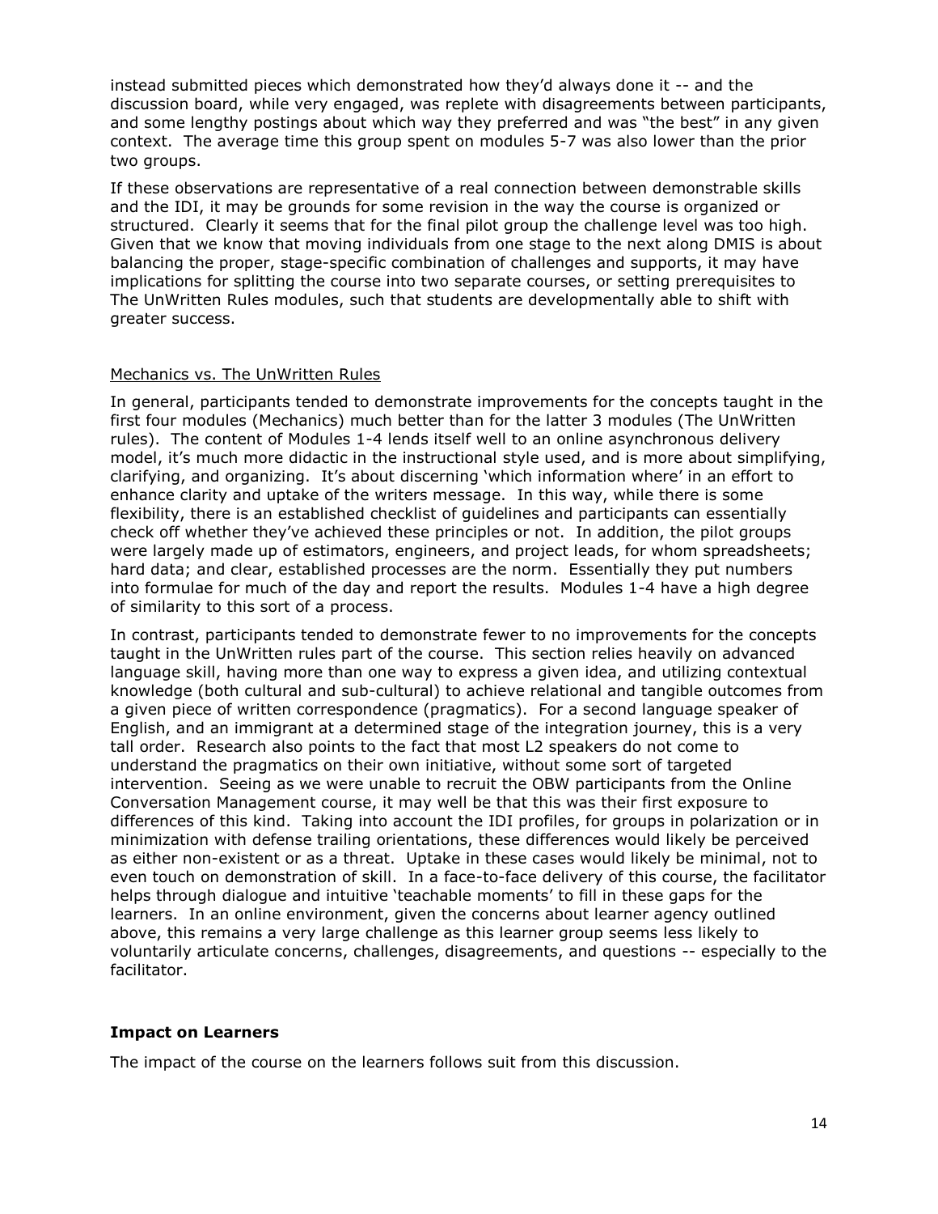instead submitted pieces which demonstrated how they'd always done it -- and the discussion board, while very engaged, was replete with disagreements between participants, and some lengthy postings about which way they preferred and was "the best" in any given context. The average time this group spent on modules 5-7 was also lower than the prior two groups.

If these observations are representative of a real connection between demonstrable skills and the IDI, it may be grounds for some revision in the way the course is organized or structured. Clearly it seems that for the final pilot group the challenge level was too high. Given that we know that moving individuals from one stage to the next along DMIS is about balancing the proper, stage-specific combination of challenges and supports, it may have implications for splitting the course into two separate courses, or setting prerequisites to The UnWritten Rules modules, such that students are developmentally able to shift with greater success.

Mechanics vs. The UnWritten Rules

In general, participants tended to demonstrate improvements for the concepts taught in the first four modules (Mechanics) much better than for the latter 3 modules (The UnWritten rules). The content of Modules 1-4 lends itself well to an online asynchronous delivery model, it's much more didactic in the instructional style used, and is more about simplifying, clarifying, and organizing. It's about discerning 'which information where' in an effort to enhance clarity and uptake of the writers message. In this way, while there is some flexibility, there is an established checklist of guidelines and participants can essentially check off whether they've achieved these principles or not. In addition, the pilot groups were largely made up of estimators, engineers, and project leads, for whom spreadsheets; hard data; and clear, established processes are the norm. Essentially they put numbers into formulae for much of the day and report the results. Modules 1-4 have a high degree of similarity to this sort of a process.

In contrast, participants tended to demonstrate fewer to no improvements for the concepts taught in the UnWritten rules part of the course. This section relies heavily on advanced language skill, having more than one way to express a given idea, and utilizing contextual knowledge (both cultural and sub-cultural) to achieve relational and tangible outcomes from a given piece of written correspondence (pragmatics). For a second language speaker of English, and an immigrant at a determined stage of the integration journey, this is a very tall order. Research also points to the fact that most L2 speakers do not come to understand the pragmatics on their own initiative, without some sort of targeted intervention. Seeing as we were unable to recruit the OBW participants from the Online Conversation Management course, it may well be that this was their first exposure to differences of this kind. Taking into account the IDI profiles, for groups in polarization or in minimization with defense trailing orientations, these differences would likely be perceived as either non-existent or as a threat. Uptake in these cases would likely be minimal, not to even touch on demonstration of skill. In a face-to-face delivery of this course, the facilitator helps through dialogue and intuitive 'teachable moments' to fill in these gaps for the learners. In an online environment, given the concerns about learner agency outlined above, this remains a very large challenge as this learner group seems less likely to voluntarily articulate concerns, challenges, disagreements, and questions -- especially to the facilitator.

## Impact on Learners

The impact of the course on the learners follows suit from this discussion.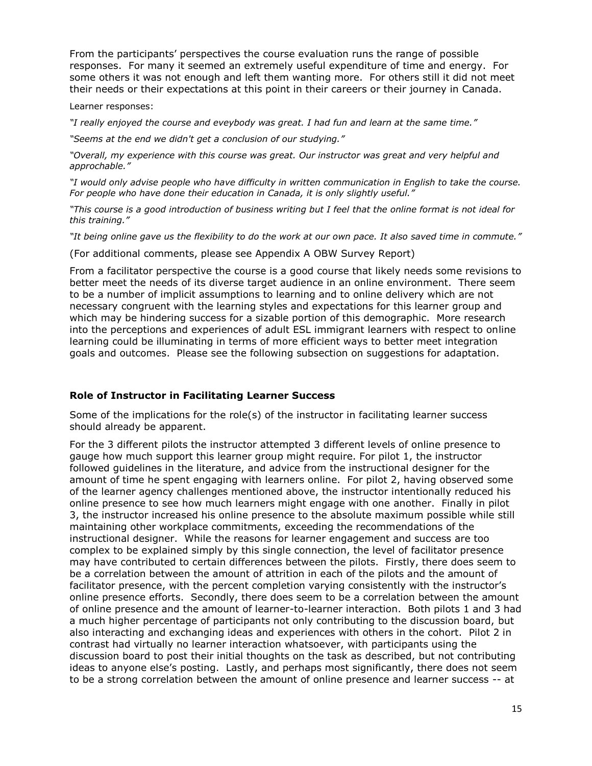From the participants' perspectives the course evaluation runs the range of possible responses. For many it seemed an extremely useful expenditure of time and energy. For some others it was not enough and left them wanting more. For others still it did not meet their needs or their expectations at this point in their careers or their journey in Canada.

Learner responses:

*"I really enjoyed the course and eveybody was great. I had fun and learn at the same time."*

*"Seems at the end we didn't get a conclusion of our studying."*

*"Overall, my experience with this course was great. Our instructor was great and very helpful and approchable."*

*"I would only advise people who have difficulty in written communication in English to take the course. For people who have done their education in Canada, it is only slightly useful."*

*"This course is a good introduction of business writing but I feel that the online format is not ideal for this training."*

*"It being online gave us the flexibility to do the work at our own pace. It also saved time in commute."*

(For additional comments, please see Appendix A OBW Survey Report)

From a facilitator perspective the course is a good course that likely needs some revisions to better meet the needs of its diverse target audience in an online environment. There seem to be a number of implicit assumptions to learning and to online delivery which are not necessary congruent with the learning styles and expectations for this learner group and which may be hindering success for a sizable portion of this demographic. More research into the perceptions and experiences of adult ESL immigrant learners with respect to online learning could be illuminating in terms of more efficient ways to better meet integration goals and outcomes. Please see the following subsection on suggestions for adaptation.

### Role of Instructor in Facilitating Learner Success

Some of the implications for the role(s) of the instructor in facilitating learner success should already be apparent.

For the 3 different pilots the instructor attempted 3 different levels of online presence to gauge how much support this learner group might require. For pilot 1, the instructor followed guidelines in the literature, and advice from the instructional designer for the amount of time he spent engaging with learners online. For pilot 2, having observed some of the learner agency challenges mentioned above, the instructor intentionally reduced his online presence to see how much learners might engage with one another. Finally in pilot 3, the instructor increased his online presence to the absolute maximum possible while still maintaining other workplace commitments, exceeding the recommendations of the instructional designer. While the reasons for learner engagement and success are too complex to be explained simply by this single connection, the level of facilitator presence may have contributed to certain differences between the pilots. Firstly, there does seem to be a correlation between the amount of attrition in each of the pilots and the amount of facilitator presence, with the percent completion varying consistently with the instructor's online presence efforts. Secondly, there does seem to be a correlation between the amount of online presence and the amount of learner-to-learner interaction. Both pilots 1 and 3 had a much higher percentage of participants not only contributing to the discussion board, but also interacting and exchanging ideas and experiences with others in the cohort. Pilot 2 in contrast had virtually no learner interaction whatsoever, with participants using the discussion board to post their initial thoughts on the task as described, but not contributing ideas to anyone else's posting. Lastly, and perhaps most significantly, there does not seem to be a strong correlation between the amount of online presence and learner success -- at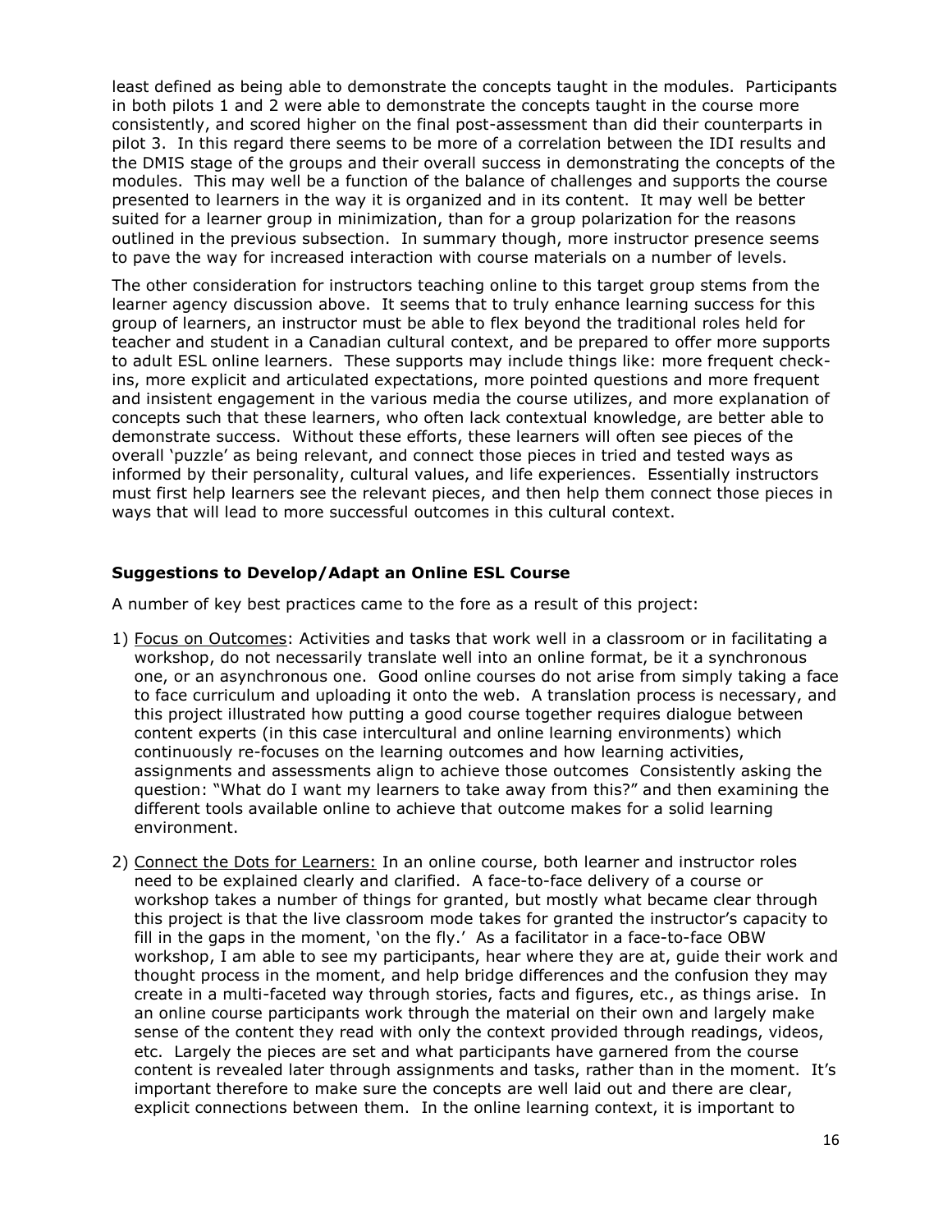least defined as being able to demonstrate the concepts taught in the modules. Participants in both pilots 1 and 2 were able to demonstrate the concepts taught in the course more consistently, and scored higher on the final post-assessment than did their counterparts in pilot 3. In this regard there seems to be more of a correlation between the IDI results and the DMIS stage of the groups and their overall success in demonstrating the concepts of the modules. This may well be a function of the balance of challenges and supports the course presented to learners in the way it is organized and in its content. It may well be better suited for a learner group in minimization, than for a group polarization for the reasons outlined in the previous subsection. In summary though, more instructor presence seems to pave the way for increased interaction with course materials on a number of levels.

The other consideration for instructors teaching online to this target group stems from the learner agency discussion above. It seems that to truly enhance learning success for this group of learners, an instructor must be able to flex beyond the traditional roles held for teacher and student in a Canadian cultural context, and be prepared to offer more supports to adult ESL online learners. These supports may include things like: more frequent check-ins, more explicit and articulated expectations, more pointed questions and more frequent and insistent engagement in the various media the course utilizes, and more explanation of concepts such that these learners, who often lack contextual knowledge, are better able to demonstrate success. Without these efforts, these learners will often see pieces of the overall 'puzzle' as being relevant, and connect those pieces in tried and tested ways as informed by their personality, cultural values, and life experiences. Essentially instructors must first help learners see the relevant pieces, and then help them connect those pieces in ways that will lead to more successful outcomes in this cultural context.

### Suggestions to Develop/Adapt an Online ESL Course

A number of key best practices came to the fore as a result of this project:

1) <u>Focus on Outcomes</u>: Activities and tasks that work well in a classroom or in facilitating a workshop, do not necessarily translate well into an online format, be it a synchronous one, or an asynchronous one. Good online courses do not arise from simply taking a face to face curriculum and uploading it onto the web. A translation process is necessary, and this project illustrated how putting a good course together requires dialogue between content experts (in this case intercultural and online learning environments) which continuously re-focuses on the learning outcomes and how learning activities, assignments and assessments align to achieve those outcomes Consistently asking the question: "What do I want my learners to take away from this?" and then examining the different tools available online to achieve that outcome makes for a solid learning environment.

2) <u>Connect the Dots for Learners:</u> In an online course, both learner and instructor roles need to be explained clearly and clarified. A face-to-face delivery of a course or workshop takes a number of things for granted, but mostly what became clear through this project is that the live classroom mode takes for granted the instructor's capacity to fill in the gaps in the moment, 'on the fly.' As a facilitator in a face-to-face OBW workshop, I am able to see my participants, hear where they are at, guide their work and thought process in the moment, and help bridge differences and the confusion they may create in a multi-faceted way through stories, facts and figures, etc., as things arise. In an online course participants work through the material on their own and largely make sense of the content they read with only the context provided through readings, videos, etc. Largely the pieces are set and what participants have garnered from the course content is revealed later through assignments and tasks, rather than in the moment. It's important therefore to make sure the concepts are well laid out and there are clear, explicit connections between them. In the online learning context, it is important to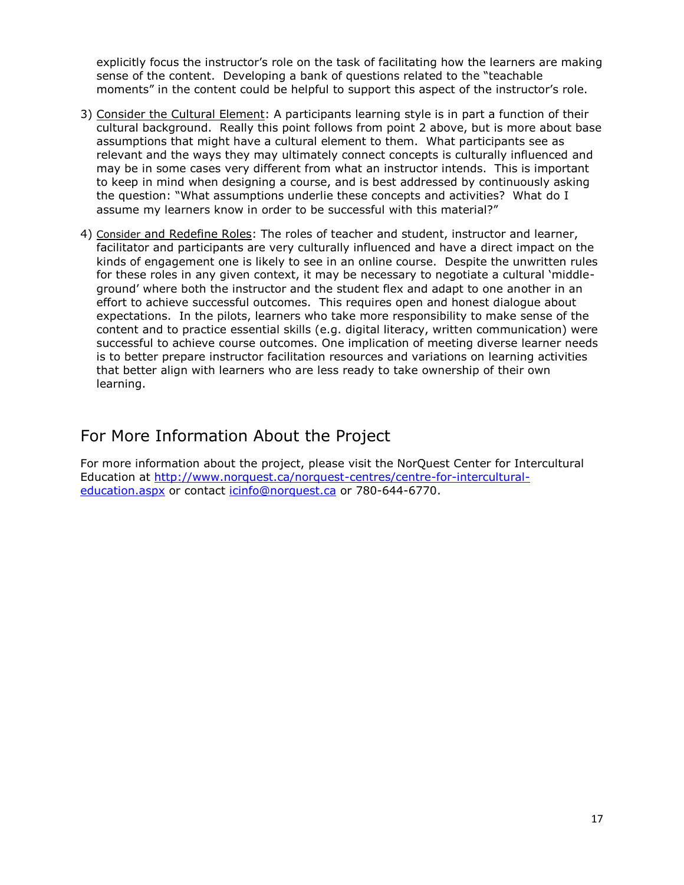explicitly focus the instructor's role on the task of facilitating how the learners are making sense of the content. Developing a bank of questions related to the "teachable moments" in the content could be helpful to support this aspect of the instructor's role.

3) Consider the Cultural Element: A participants learning style is in part a function of their cultural background. Really this point follows from point 2 above, but is more about base assumptions that might have a cultural element to them. What participants see as relevant and the ways they may ultimately connect concepts is culturally influenced and may be in some cases very different from what an instructor intends. This is important to keep in mind when designing a course, and is best addressed by continuously asking the question: "What assumptions underlie these concepts and activities? What do I assume my learners know in order to be successful with this material?"

4) Consider and Redefine Roles: The roles of teacher and student, instructor and learner, facilitator and participants are very culturally influenced and have a direct impact on the kinds of engagement one is likely to see in an online course. Despite the unwritten rules for these roles in any given context, it may be necessary to negotiate a cultural 'middle-ground' where both the instructor and the student flex and adapt to one another in an effort to achieve successful outcomes. This requires open and honest dialogue about expectations. In the pilots, learners who take more responsibility to make sense of the content and to practice essential skills (e.g. digital literacy, written communication) were successful to achieve course outcomes. One implication of meeting diverse learner needs is to better prepare instructor facilitation resources and variations on learning activities that better align with learners who are less ready to take ownership of their own learning.

## For More Information About the Project

For more information about the project, please visit the NorQuest Center for Intercultural Education at http://www.norquest.ca/norquest-centres/centre-for-intercultural-education.aspx or contact icinfo@norquest.ca or 780-644-6770.